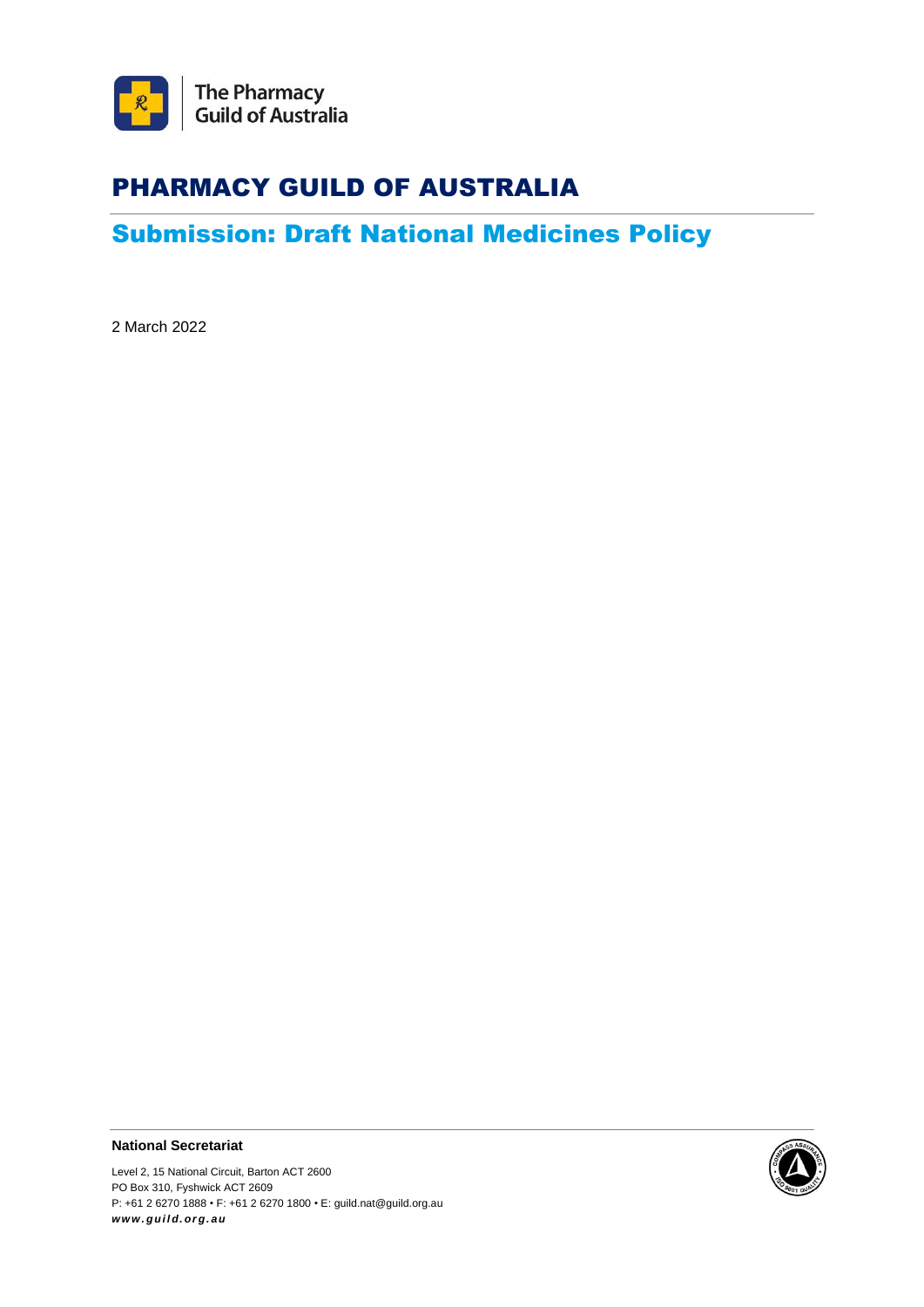The Pharmacy Guild of Australia

# PHARMACY GUILD OF AUSTRALIA

## Submission: Draft National Medicines Policy

2 March 2022

**National Secretariat**

Level 2, 15 National Circuit, Barton ACT 2600
PO Box 310, Fyshwick ACT 2609
P: +61 2 6270 1888 • F: +61 2 6270 1800 • E: guild.nat@guild.org.au
***www.guild.org.au***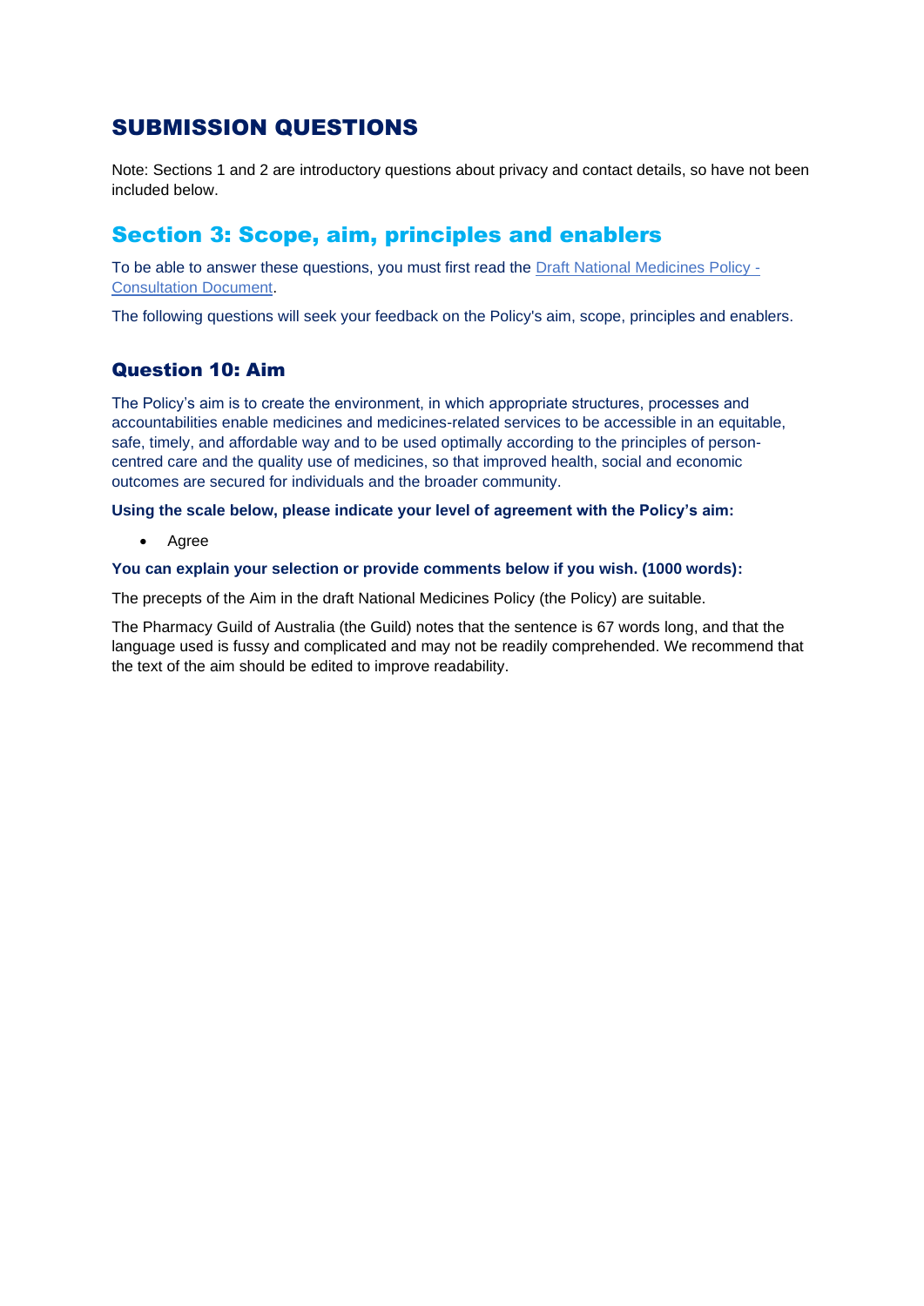# SUBMISSION QUESTIONS

Note: Sections 1 and 2 are introductory questions about privacy and contact details, so have not been included below.

## Section 3: Scope, aim, principles and enablers

To be able to answer these questions, you must first read the [Draft National Medicines Policy - Consultation Document](Draft National Medicines Policy - Consultation Document).

The following questions will seek your feedback on the Policy's aim, scope, principles and enablers.

### Question 10: Aim

The Policy's aim is to create the environment, in which appropriate structures, processes and accountabilities enable medicines and medicines-related services to be accessible in an equitable, safe, timely, and affordable way and to be used optimally according to the principles of person-centred care and the quality use of medicines, so that improved health, social and economic outcomes are secured for individuals and the broader community.

**Using the scale below, please indicate your level of agreement with the Policy's aim:**

- Agree

**You can explain your selection or provide comments below if you wish. (1000 words):**

The precepts of the Aim in the draft National Medicines Policy (the Policy) are suitable.

The Pharmacy Guild of Australia (the Guild) notes that the sentence is 67 words long, and that the language used is fussy and complicated and may not be readily comprehended. We recommend that the text of the aim should be edited to improve readability.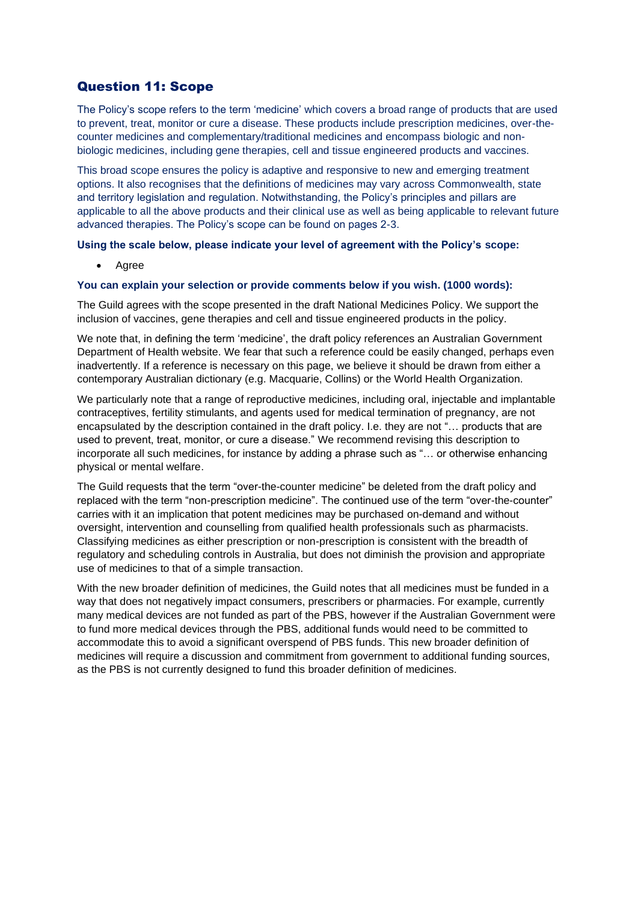## Question 11: Scope

The Policy's scope refers to the term 'medicine' which covers a broad range of products that are used to prevent, treat, monitor or cure a disease. These products include prescription medicines, over-the-counter medicines and complementary/traditional medicines and encompass biologic and non-biologic medicines, including gene therapies, cell and tissue engineered products and vaccines.

This broad scope ensures the policy is adaptive and responsive to new and emerging treatment options. It also recognises that the definitions of medicines may vary across Commonwealth, state and territory legislation and regulation. Notwithstanding, the Policy's principles and pillars are applicable to all the above products and their clinical use as well as being applicable to relevant future advanced therapies. The Policy's scope can be found on pages 2-3.

**Using the scale below, please indicate your level of agreement with the Policy's scope:**

- Agree

**You can explain your selection or provide comments below if you wish. (1000 words):**

The Guild agrees with the scope presented in the draft National Medicines Policy. We support the inclusion of vaccines, gene therapies and cell and tissue engineered products in the policy.

We note that, in defining the term 'medicine', the draft policy references an Australian Government Department of Health website. We fear that such a reference could be easily changed, perhaps even inadvertently. If a reference is necessary on this page, we believe it should be drawn from either a contemporary Australian dictionary (e.g. Macquarie, Collins) or the World Health Organization.

We particularly note that a range of reproductive medicines, including oral, injectable and implantable contraceptives, fertility stimulants, and agents used for medical termination of pregnancy, are not encapsulated by the description contained in the draft policy. I.e. they are not "… products that are used to prevent, treat, monitor, or cure a disease." We recommend revising this description to incorporate all such medicines, for instance by adding a phrase such as "… or otherwise enhancing physical or mental welfare.

The Guild requests that the term "over-the-counter medicine" be deleted from the draft policy and replaced with the term "non-prescription medicine". The continued use of the term "over-the-counter" carries with it an implication that potent medicines may be purchased on-demand and without oversight, intervention and counselling from qualified health professionals such as pharmacists. Classifying medicines as either prescription or non-prescription is consistent with the breadth of regulatory and scheduling controls in Australia, but does not diminish the provision and appropriate use of medicines to that of a simple transaction.

With the new broader definition of medicines, the Guild notes that all medicines must be funded in a way that does not negatively impact consumers, prescribers or pharmacies. For example, currently many medical devices are not funded as part of the PBS, however if the Australian Government were to fund more medical devices through the PBS, additional funds would need to be committed to accommodate this to avoid a significant overspend of PBS funds. This new broader definition of medicines will require a discussion and commitment from government to additional funding sources, as the PBS is not currently designed to fund this broader definition of medicines.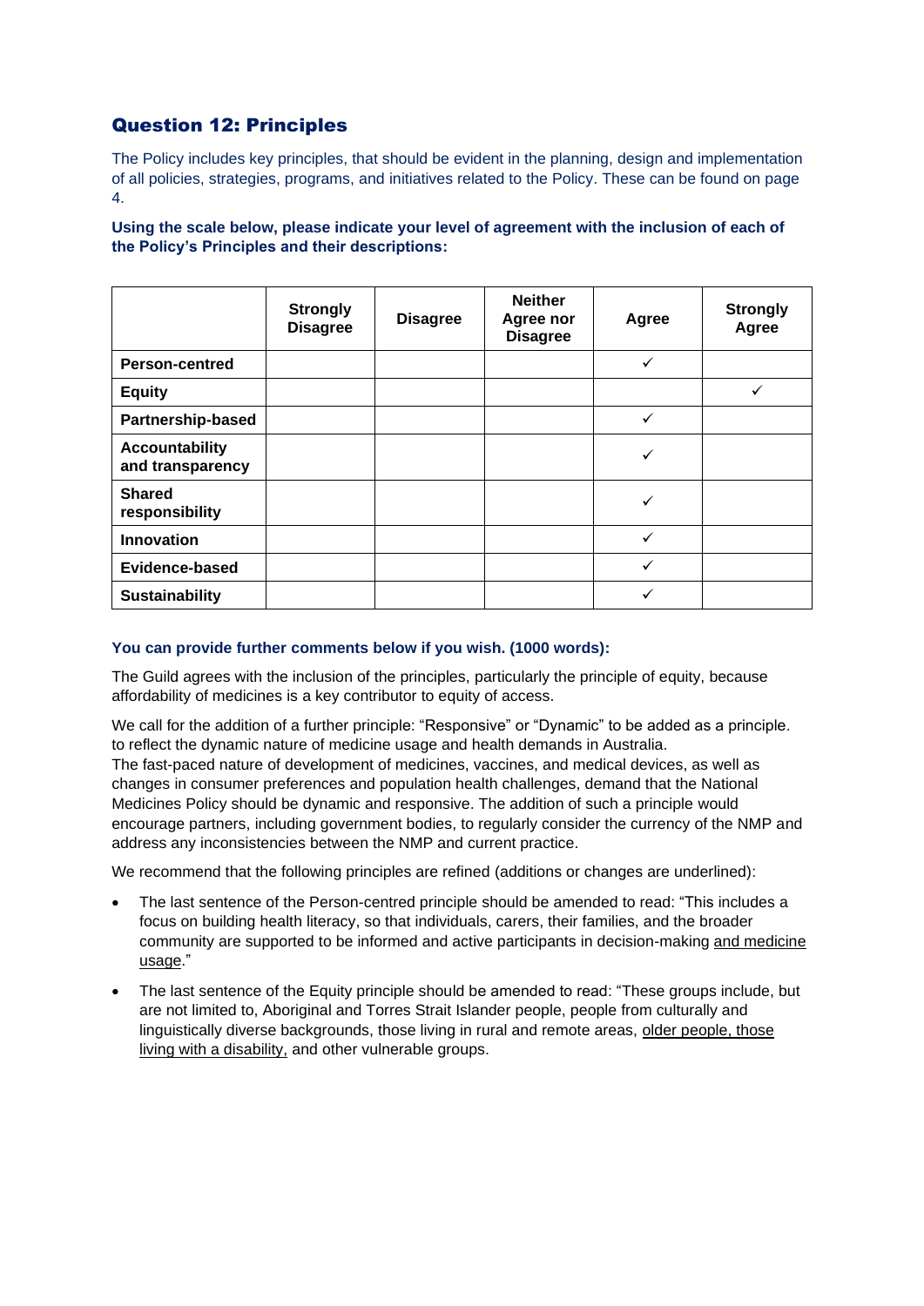## Question 12: Principles

The Policy includes key principles, that should be evident in the planning, design and implementation of all policies, strategies, programs, and initiatives related to the Policy. These can be found on page 4.

**Using the scale below, please indicate your level of agreement with the inclusion of each of the Policy's Principles and their descriptions:**

| | Strongly Disagree | Disagree | Neither Agree nor Disagree | Agree | Strongly Agree |
|---|---|---|---|---|---|
| **Person-centred** | | | | ✓ | |
| **Equity** | | | | | ✓ |
| **Partnership-based** | | | | ✓ | |
| **Accountability and transparency** | | | | ✓ | |
| **Shared responsibility** | | | | ✓ | |
| **Innovation** | | | | ✓ | |
| **Evidence-based** | | | | ✓ | |
| **Sustainability** | | | | ✓ | |

**You can provide further comments below if you wish. (1000 words):**

The Guild agrees with the inclusion of the principles, particularly the principle of equity, because affordability of medicines is a key contributor to equity of access.

We call for the addition of a further principle: "Responsive" or "Dynamic" to be added as a principle. to reflect the dynamic nature of medicine usage and health demands in Australia.
The fast-paced nature of development of medicines, vaccines, and medical devices, as well as changes in consumer preferences and population health challenges, demand that the National Medicines Policy should be dynamic and responsive. The addition of such a principle would encourage partners, including government bodies, to regularly consider the currency of the NMP and address any inconsistencies between the NMP and current practice.

We recommend that the following principles are refined (additions or changes are underlined):

- The last sentence of the Person-centred principle should be amended to read: "This includes a focus on building health literacy, so that individuals, carers, their families, and the broader community are supported to be informed and active participants in decision-making <u>and medicine usage</u>."
- The last sentence of the Equity principle should be amended to read: "These groups include, but are not limited to, Aboriginal and Torres Strait Islander people, people from culturally and linguistically diverse backgrounds, those living in rural and remote areas, <u>older people, those living with a disability,</u> and other vulnerable groups.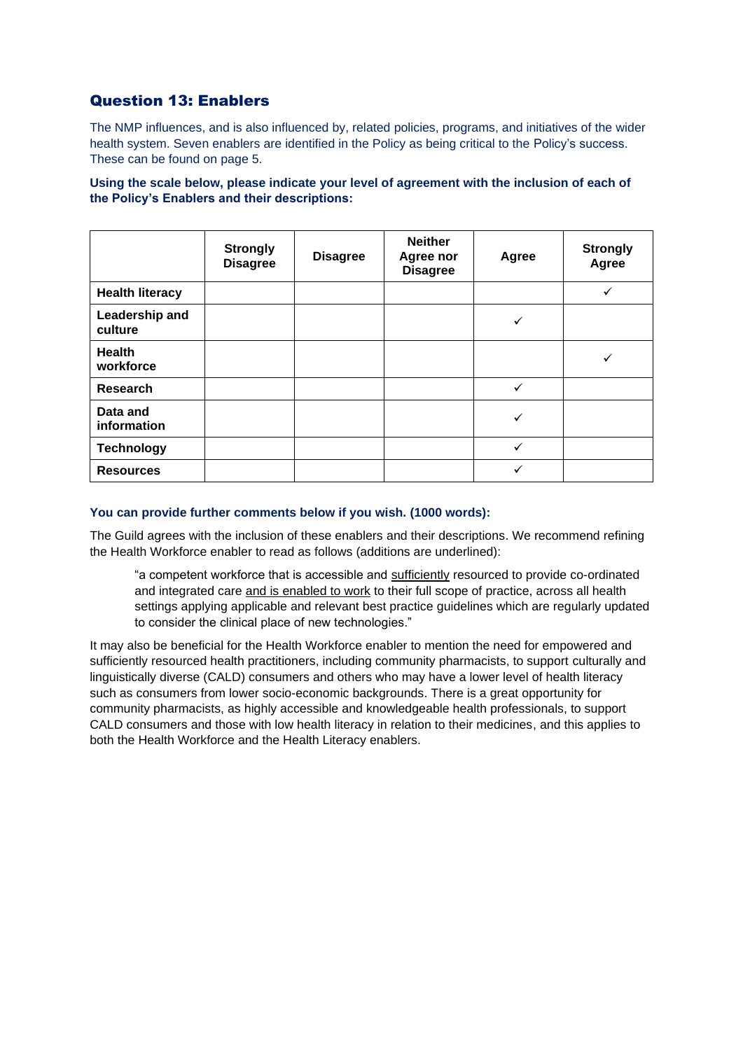## Question 13: Enablers

The NMP influences, and is also influenced by, related policies, programs, and initiatives of the wider health system. Seven enablers are identified in the Policy as being critical to the Policy's success. These can be found on page 5.

**Using the scale below, please indicate your level of agreement with the inclusion of each of the Policy's Enablers and their descriptions:**

| | Strongly Disagree | Disagree | Neither Agree nor Disagree | Agree | Strongly Agree |
|---|---|---|---|---|---|
| **Health literacy** | | | | | ✓ |
| **Leadership and culture** | | | | ✓ | |
| **Health workforce** | | | | | ✓ |
| **Research** | | | | ✓ | |
| **Data and information** | | | | ✓ | |
| **Technology** | | | | ✓ | |
| **Resources** | | | | ✓ | |

**You can provide further comments below if you wish. (1000 words):**

The Guild agrees with the inclusion of these enablers and their descriptions. We recommend refining the Health Workforce enabler to read as follows (additions are underlined):

> "a competent workforce that is accessible and <u>sufficiently</u> resourced to provide co-ordinated and integrated care <u>and is enabled to work</u> to their full scope of practice, across all health settings applying applicable and relevant best practice guidelines which are regularly updated to consider the clinical place of new technologies."

It may also be beneficial for the Health Workforce enabler to mention the need for empowered and sufficiently resourced health practitioners, including community pharmacists, to support culturally and linguistically diverse (CALD) consumers and others who may have a lower level of health literacy such as consumers from lower socio-economic backgrounds. There is a great opportunity for community pharmacists, as highly accessible and knowledgeable health professionals, to support CALD consumers and those with low health literacy in relation to their medicines, and this applies to both the Health Workforce and the Health Literacy enablers.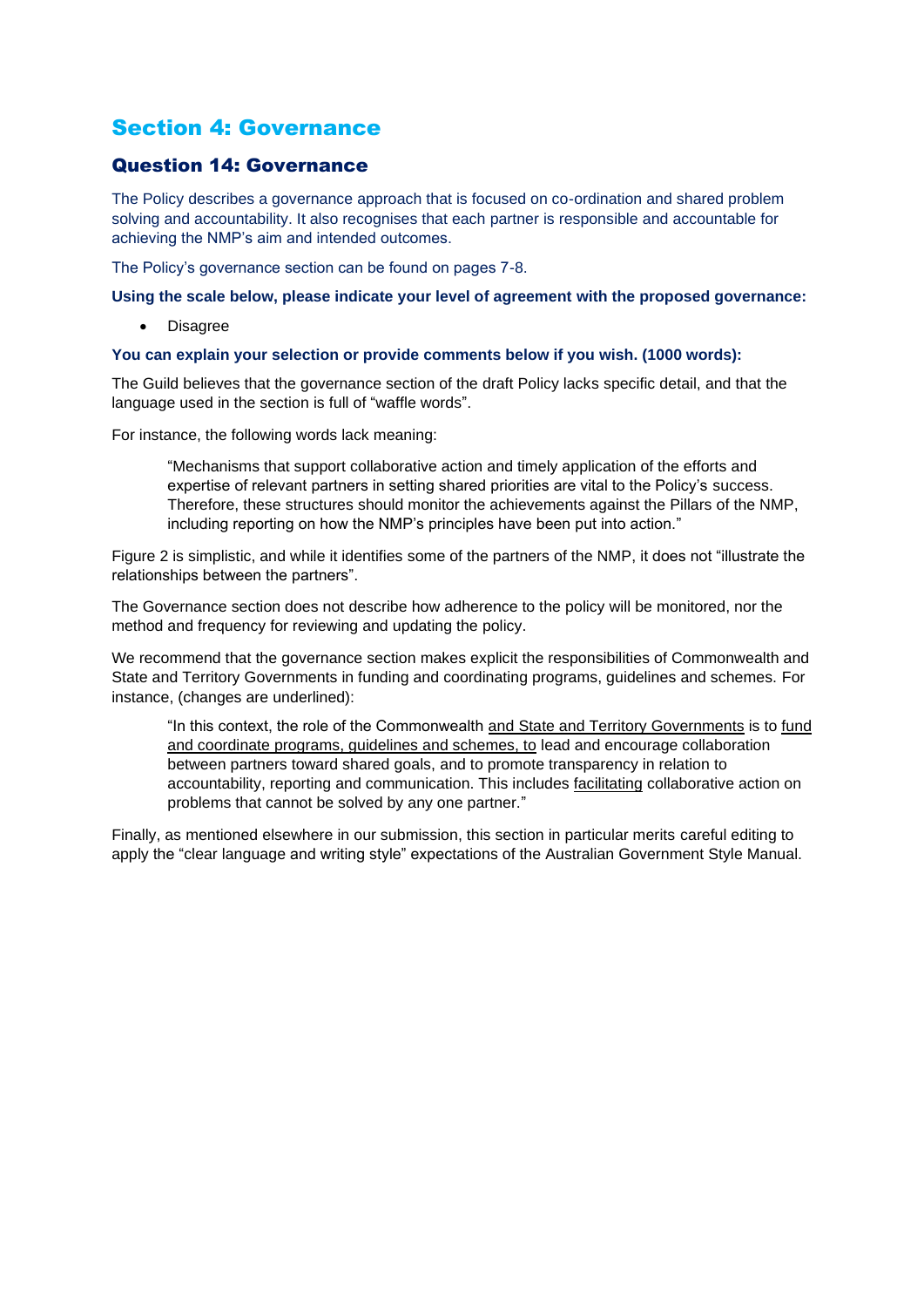# Section 4: Governance

## Question 14: Governance

The Policy describes a governance approach that is focused on co-ordination and shared problem solving and accountability. It also recognises that each partner is responsible and accountable for achieving the NMP's aim and intended outcomes.

The Policy's governance section can be found on pages 7-8.

**Using the scale below, please indicate your level of agreement with the proposed governance:**

- Disagree

**You can explain your selection or provide comments below if you wish. (1000 words):**

The Guild believes that the governance section of the draft Policy lacks specific detail, and that the language used in the section is full of "waffle words".

For instance, the following words lack meaning:

> "Mechanisms that support collaborative action and timely application of the efforts and expertise of relevant partners in setting shared priorities are vital to the Policy's success. Therefore, these structures should monitor the achievements against the Pillars of the NMP, including reporting on how the NMP's principles have been put into action."

Figure 2 is simplistic, and while it identifies some of the partners of the NMP, it does not "illustrate the relationships between the partners".

The Governance section does not describe how adherence to the policy will be monitored, nor the method and frequency for reviewing and updating the policy.

We recommend that the governance section makes explicit the responsibilities of Commonwealth and State and Territory Governments in funding and coordinating programs, guidelines and schemes. For instance, (changes are underlined):

> "In this context, the role of the Commonwealth <u>and State and Territory Governments</u> is to <u>fund and coordinate programs, guidelines and schemes, to</u> lead and encourage collaboration between partners toward shared goals, and to promote transparency in relation to accountability, reporting and communication. This includes <u>facilitating</u> collaborative action on problems that cannot be solved by any one partner."

Finally, as mentioned elsewhere in our submission, this section in particular merits careful editing to apply the "clear language and writing style" expectations of the Australian Government Style Manual.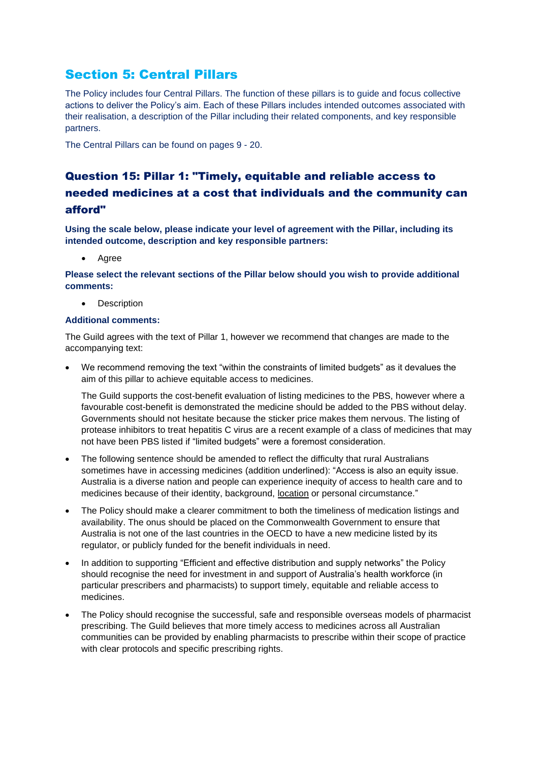## Section 5: Central Pillars

The Policy includes four Central Pillars. The function of these pillars is to guide and focus collective actions to deliver the Policy's aim. Each of these Pillars includes intended outcomes associated with their realisation, a description of the Pillar including their related components, and key responsible partners.

The Central Pillars can be found on pages 9 - 20.

### Question 15: Pillar 1: "Timely, equitable and reliable access to needed medicines at a cost that individuals and the community can afford"

**Using the scale below, please indicate your level of agreement with the Pillar, including its intended outcome, description and key responsible partners:**

- Agree

**Please select the relevant sections of the Pillar below should you wish to provide additional comments:**

- Description

**Additional comments:**

The Guild agrees with the text of Pillar 1, however we recommend that changes are made to the accompanying text:

- We recommend removing the text "within the constraints of limited budgets" as it devalues the aim of this pillar to achieve equitable access to medicines.

  The Guild supports the cost-benefit evaluation of listing medicines to the PBS, however where a favourable cost-benefit is demonstrated the medicine should be added to the PBS without delay. Governments should not hesitate because the sticker price makes them nervous. The listing of protease inhibitors to treat hepatitis C virus are a recent example of a class of medicines that may not have been PBS listed if "limited budgets" were a foremost consideration.

- The following sentence should be amended to reflect the difficulty that rural Australians sometimes have in accessing medicines (addition underlined): "Access is also an equity issue. Australia is a diverse nation and people can experience inequity of access to health care and to medicines because of their identity, background, <u>location</u> or personal circumstance."

- The Policy should make a clearer commitment to both the timeliness of medication listings and availability. The onus should be placed on the Commonwealth Government to ensure that Australia is not one of the last countries in the OECD to have a new medicine listed by its regulator, or publicly funded for the benefit individuals in need.

- In addition to supporting "Efficient and effective distribution and supply networks" the Policy should recognise the need for investment in and support of Australia's health workforce (in particular prescribers and pharmacists) to support timely, equitable and reliable access to medicines.

- The Policy should recognise the successful, safe and responsible overseas models of pharmacist prescribing. The Guild believes that more timely access to medicines across all Australian communities can be provided by enabling pharmacists to prescribe within their scope of practice with clear protocols and specific prescribing rights.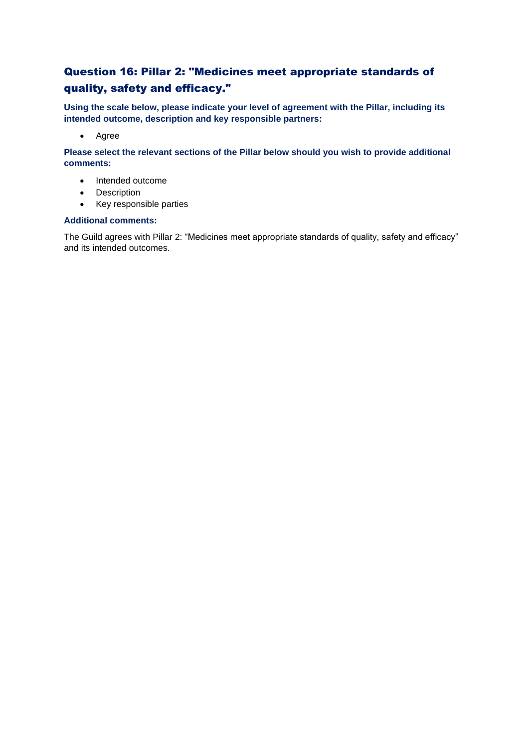## Question 16: Pillar 2: "Medicines meet appropriate standards of quality, safety and efficacy."

**Using the scale below, please indicate your level of agreement with the Pillar, including its intended outcome, description and key responsible partners:**

- Agree

**Please select the relevant sections of the Pillar below should you wish to provide additional comments:**

- Intended outcome
- Description
- Key responsible parties

**Additional comments:**

The Guild agrees with Pillar 2: "Medicines meet appropriate standards of quality, safety and efficacy" and its intended outcomes.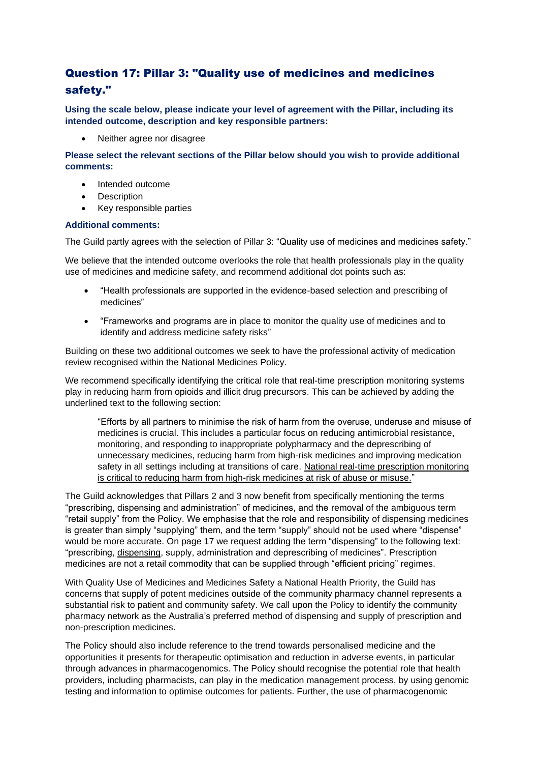## Question 17: Pillar 3: "Quality use of medicines and medicines safety."

**Using the scale below, please indicate your level of agreement with the Pillar, including its intended outcome, description and key responsible partners:**

- Neither agree nor disagree

**Please select the relevant sections of the Pillar below should you wish to provide additional comments:**

- Intended outcome
- Description
- Key responsible parties

**Additional comments:**

The Guild partly agrees with the selection of Pillar 3: "Quality use of medicines and medicines safety."

We believe that the intended outcome overlooks the role that health professionals play in the quality use of medicines and medicine safety, and recommend additional dot points such as:

- "Health professionals are supported in the evidence-based selection and prescribing of medicines"
- "Frameworks and programs are in place to monitor the quality use of medicines and to identify and address medicine safety risks"

Building on these two additional outcomes we seek to have the professional activity of medication review recognised within the National Medicines Policy.

We recommend specifically identifying the critical role that real-time prescription monitoring systems play in reducing harm from opioids and illicit drug precursors. This can be achieved by adding the underlined text to the following section:

> "Efforts by all partners to minimise the risk of harm from the overuse, underuse and misuse of medicines is crucial. This includes a particular focus on reducing antimicrobial resistance, monitoring, and responding to inappropriate polypharmacy and the deprescribing of unnecessary medicines, reducing harm from high-risk medicines and improving medication safety in all settings including at transitions of care. <u>National real-time prescription monitoring is critical to reducing harm from high-risk medicines at risk of abuse or misuse.</u>"

The Guild acknowledges that Pillars 2 and 3 now benefit from specifically mentioning the terms "prescribing, dispensing and administration" of medicines, and the removal of the ambiguous term "retail supply" from the Policy. We emphasise that the role and responsibility of dispensing medicines is greater than simply "supplying" them, and the term "supply" should not be used where "dispense" would be more accurate. On page 17 we request adding the term "dispensing" to the following text: "prescribing, <u>dispensing</u>, supply, administration and deprescribing of medicines". Prescription medicines are not a retail commodity that can be supplied through "efficient pricing" regimes.

With Quality Use of Medicines and Medicines Safety a National Health Priority, the Guild has concerns that supply of potent medicines outside of the community pharmacy channel represents a substantial risk to patient and community safety. We call upon the Policy to identify the community pharmacy network as the Australia's preferred method of dispensing and supply of prescription and non-prescription medicines.

The Policy should also include reference to the trend towards personalised medicine and the opportunities it presents for therapeutic optimisation and reduction in adverse events, in particular through advances in pharmacogenomics. The Policy should recognise the potential role that health providers, including pharmacists, can play in the medication management process, by using genomic testing and information to optimise outcomes for patients. Further, the use of pharmacogenomic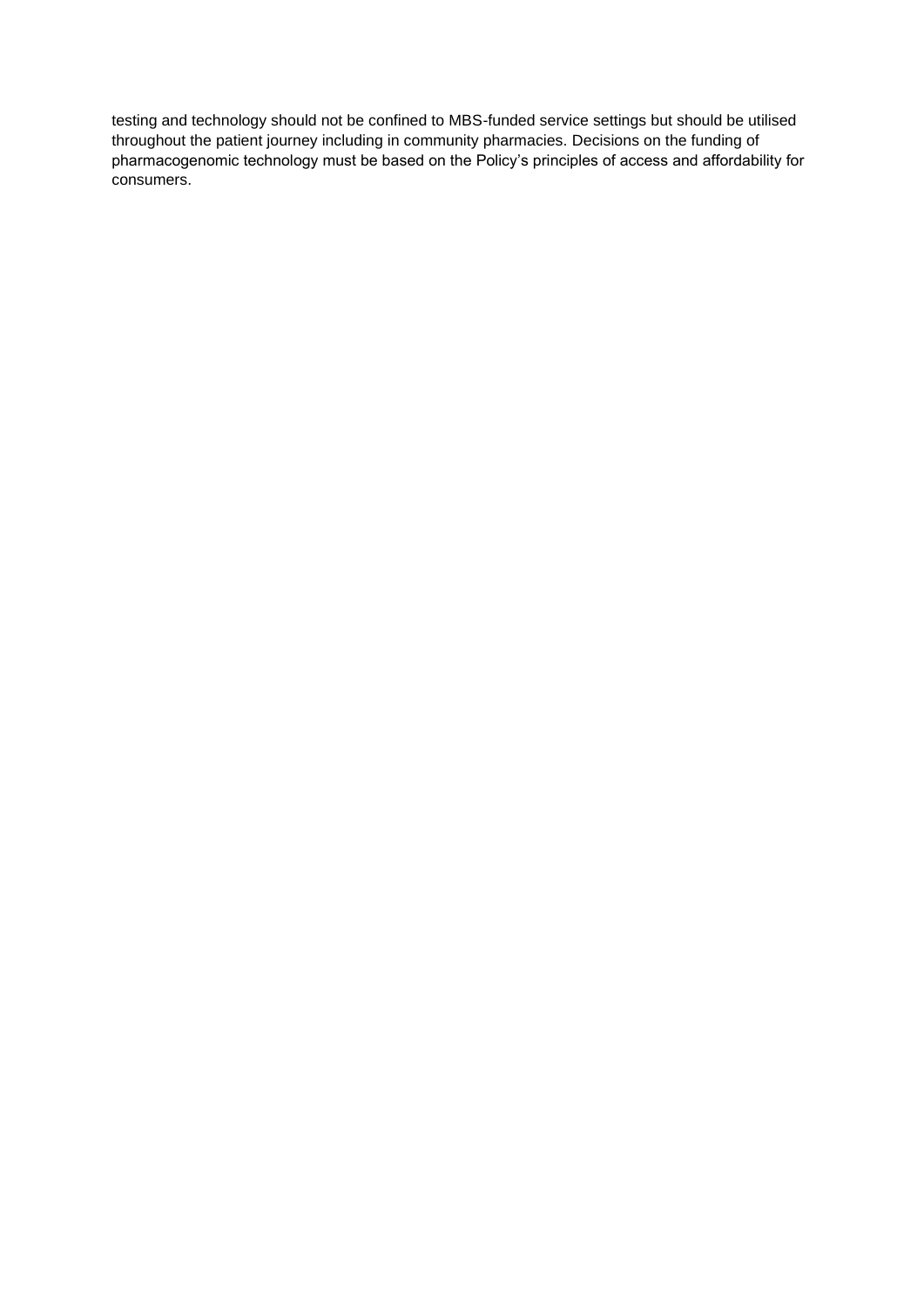testing and technology should not be confined to MBS-funded service settings but should be utilised throughout the patient journey including in community pharmacies. Decisions on the funding of pharmacogenomic technology must be based on the Policy’s principles of access and affordability for consumers.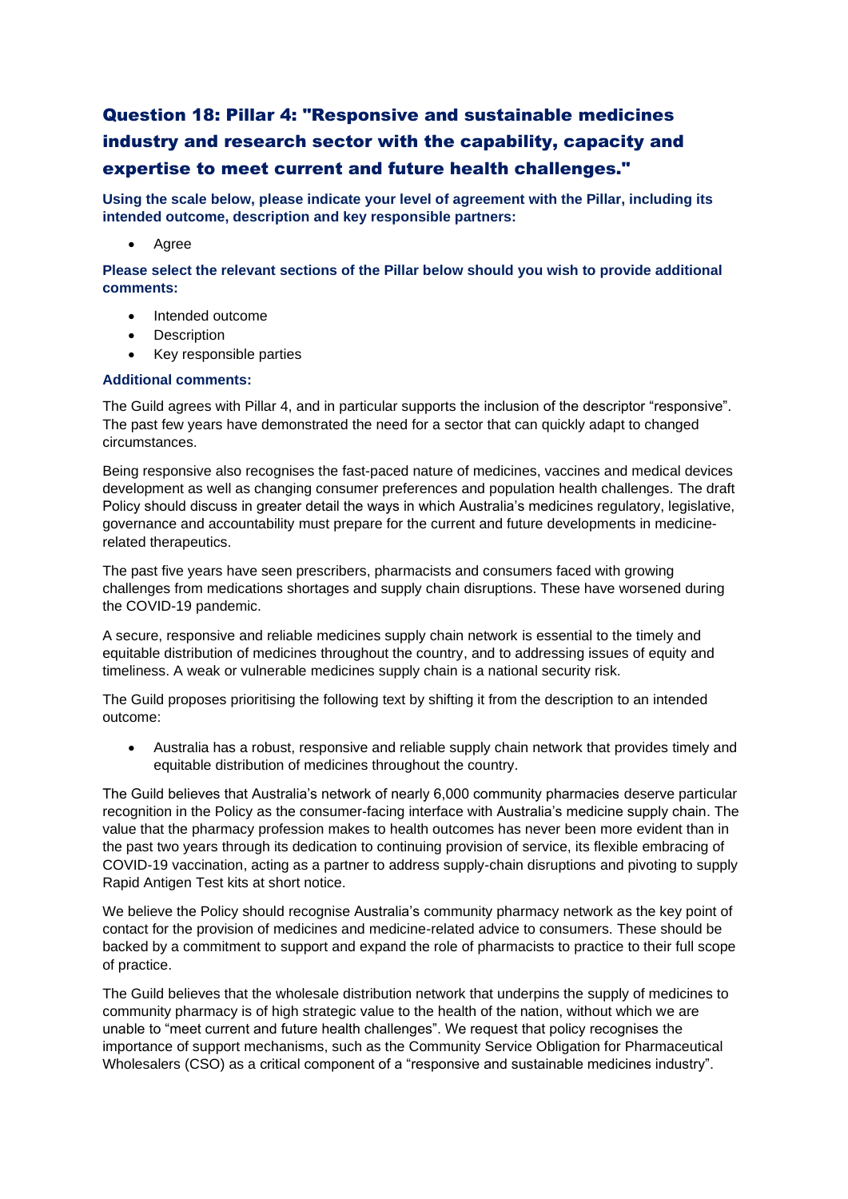## Question 18: Pillar 4: "Responsive and sustainable medicines industry and research sector with the capability, capacity and expertise to meet current and future health challenges."

**Using the scale below, please indicate your level of agreement with the Pillar, including its intended outcome, description and key responsible partners:**

- Agree

**Please select the relevant sections of the Pillar below should you wish to provide additional comments:**

- Intended outcome
- Description
- Key responsible parties

**Additional comments:**

The Guild agrees with Pillar 4, and in particular supports the inclusion of the descriptor "responsive". The past few years have demonstrated the need for a sector that can quickly adapt to changed circumstances.

Being responsive also recognises the fast-paced nature of medicines, vaccines and medical devices development as well as changing consumer preferences and population health challenges. The draft Policy should discuss in greater detail the ways in which Australia's medicines regulatory, legislative, governance and accountability must prepare for the current and future developments in medicine-related therapeutics.

The past five years have seen prescribers, pharmacists and consumers faced with growing challenges from medications shortages and supply chain disruptions. These have worsened during the COVID-19 pandemic.

A secure, responsive and reliable medicines supply chain network is essential to the timely and equitable distribution of medicines throughout the country, and to addressing issues of equity and timeliness. A weak or vulnerable medicines supply chain is a national security risk.

The Guild proposes prioritising the following text by shifting it from the description to an intended outcome:

- Australia has a robust, responsive and reliable supply chain network that provides timely and equitable distribution of medicines throughout the country.

The Guild believes that Australia's network of nearly 6,000 community pharmacies deserve particular recognition in the Policy as the consumer-facing interface with Australia's medicine supply chain. The value that the pharmacy profession makes to health outcomes has never been more evident than in the past two years through its dedication to continuing provision of service, its flexible embracing of COVID-19 vaccination, acting as a partner to address supply-chain disruptions and pivoting to supply Rapid Antigen Test kits at short notice.

We believe the Policy should recognise Australia's community pharmacy network as the key point of contact for the provision of medicines and medicine-related advice to consumers. These should be backed by a commitment to support and expand the role of pharmacists to practice to their full scope of practice.

The Guild believes that the wholesale distribution network that underpins the supply of medicines to community pharmacy is of high strategic value to the health of the nation, without which we are unable to "meet current and future health challenges". We request that policy recognises the importance of support mechanisms, such as the Community Service Obligation for Pharmaceutical Wholesalers (CSO) as a critical component of a "responsive and sustainable medicines industry".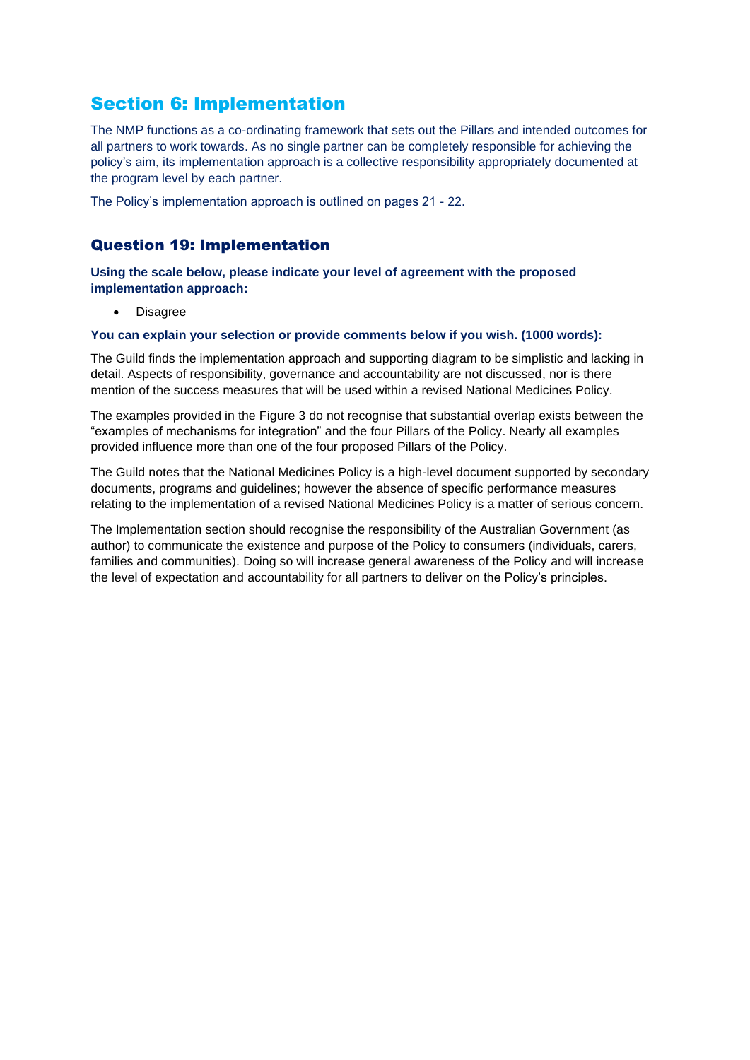## Section 6: Implementation

The NMP functions as a co-ordinating framework that sets out the Pillars and intended outcomes for all partners to work towards. As no single partner can be completely responsible for achieving the policy's aim, its implementation approach is a collective responsibility appropriately documented at the program level by each partner.

The Policy's implementation approach is outlined on pages 21 - 22.

### Question 19: Implementation

**Using the scale below, please indicate your level of agreement with the proposed implementation approach:**

- Disagree

**You can explain your selection or provide comments below if you wish. (1000 words):**

The Guild finds the implementation approach and supporting diagram to be simplistic and lacking in detail. Aspects of responsibility, governance and accountability are not discussed, nor is there mention of the success measures that will be used within a revised National Medicines Policy.

The examples provided in the Figure 3 do not recognise that substantial overlap exists between the "examples of mechanisms for integration" and the four Pillars of the Policy. Nearly all examples provided influence more than one of the four proposed Pillars of the Policy.

The Guild notes that the National Medicines Policy is a high-level document supported by secondary documents, programs and guidelines; however the absence of specific performance measures relating to the implementation of a revised National Medicines Policy is a matter of serious concern.

The Implementation section should recognise the responsibility of the Australian Government (as author) to communicate the existence and purpose of the Policy to consumers (individuals, carers, families and communities). Doing so will increase general awareness of the Policy and will increase the level of expectation and accountability for all partners to deliver on the Policy's principles.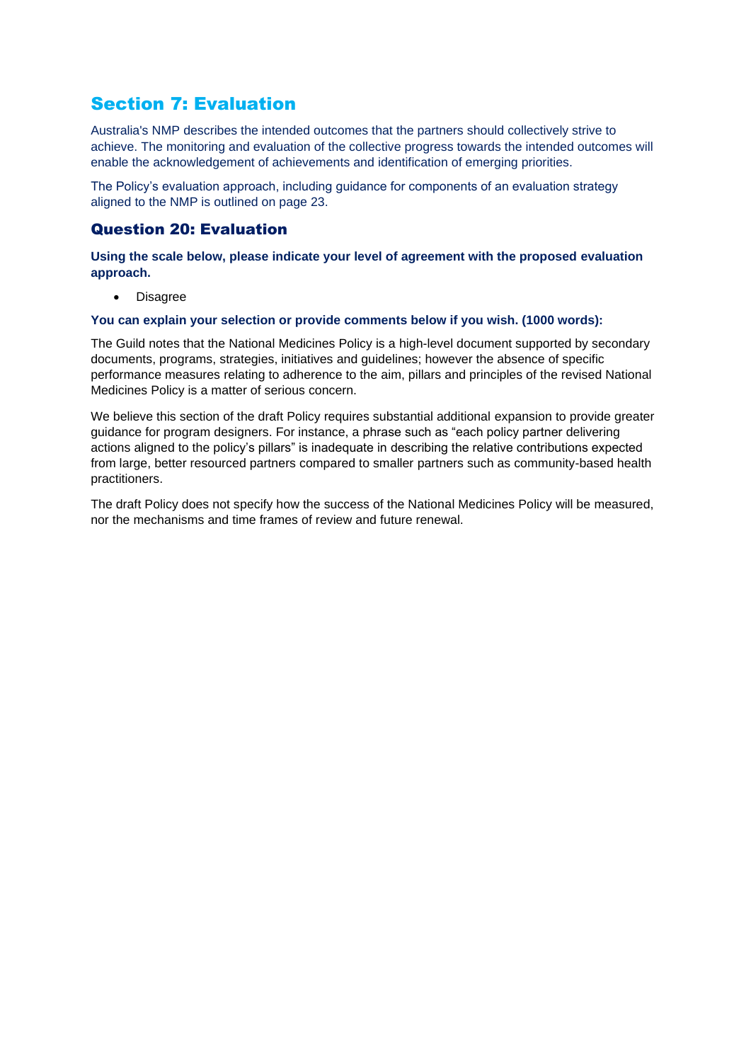# Section 7: Evaluation

Australia's NMP describes the intended outcomes that the partners should collectively strive to achieve. The monitoring and evaluation of the collective progress towards the intended outcomes will enable the acknowledgement of achievements and identification of emerging priorities.

The Policy's evaluation approach, including guidance for components of an evaluation strategy aligned to the NMP is outlined on page 23.

## Question 20: Evaluation

**Using the scale below, please indicate your level of agreement with the proposed evaluation approach.**

- Disagree

**You can explain your selection or provide comments below if you wish. (1000 words):**

The Guild notes that the National Medicines Policy is a high-level document supported by secondary documents, programs, strategies, initiatives and guidelines; however the absence of specific performance measures relating to adherence to the aim, pillars and principles of the revised National Medicines Policy is a matter of serious concern.

We believe this section of the draft Policy requires substantial additional expansion to provide greater guidance for program designers. For instance, a phrase such as "each policy partner delivering actions aligned to the policy's pillars" is inadequate in describing the relative contributions expected from large, better resourced partners compared to smaller partners such as community-based health practitioners.

The draft Policy does not specify how the success of the National Medicines Policy will be measured, nor the mechanisms and time frames of review and future renewal.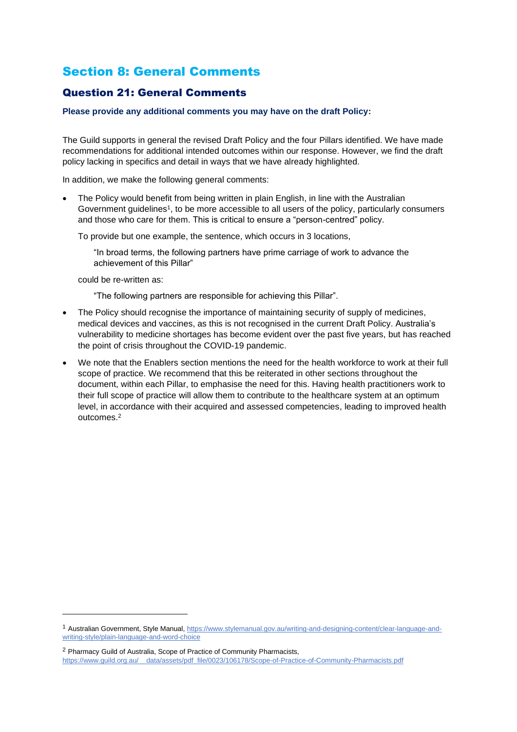# Section 8: General Comments

## Question 21: General Comments

**Please provide any additional comments you may have on the draft Policy:**

The Guild supports in general the revised Draft Policy and the four Pillars identified. We have made recommendations for additional intended outcomes within our response. However, we find the draft policy lacking in specifics and detail in ways that we have already highlighted.

In addition, we make the following general comments:

- The Policy would benefit from being written in plain English, in line with the Australian Government guidelines[1], to be more accessible to all users of the policy, particularly consumers and those who care for them. This is critical to ensure a "person-centred" policy.

  To provide but one example, the sentence, which occurs in 3 locations,

  > "In broad terms, the following partners have prime carriage of work to advance the achievement of this Pillar"

  could be re-written as:

  > "The following partners are responsible for achieving this Pillar".

- The Policy should recognise the importance of maintaining security of supply of medicines, medical devices and vaccines, as this is not recognised in the current Draft Policy. Australia's vulnerability to medicine shortages has become evident over the past five years, but has reached the point of crisis throughout the COVID-19 pandemic.

- We note that the Enablers section mentions the need for the health workforce to work at their full scope of practice. We recommend that this be reiterated in other sections throughout the document, within each Pillar, to emphasise the need for this. Having health practitioners work to their full scope of practice will allow them to contribute to the healthcare system at an optimum level, in accordance with their acquired and assessed competencies, leading to improved health outcomes.[2]

---

[1] Australian Government, Style Manual, https://www.stylemanual.gov.au/writing-and-designing-content/clear-language-and-writing-style/plain-language-and-word-choice

[2] Pharmacy Guild of Australia, Scope of Practice of Community Pharmacists, https://www.guild.org.au/__data/assets/pdf_file/0023/106178/Scope-of-Practice-of-Community-Pharmacists.pdf